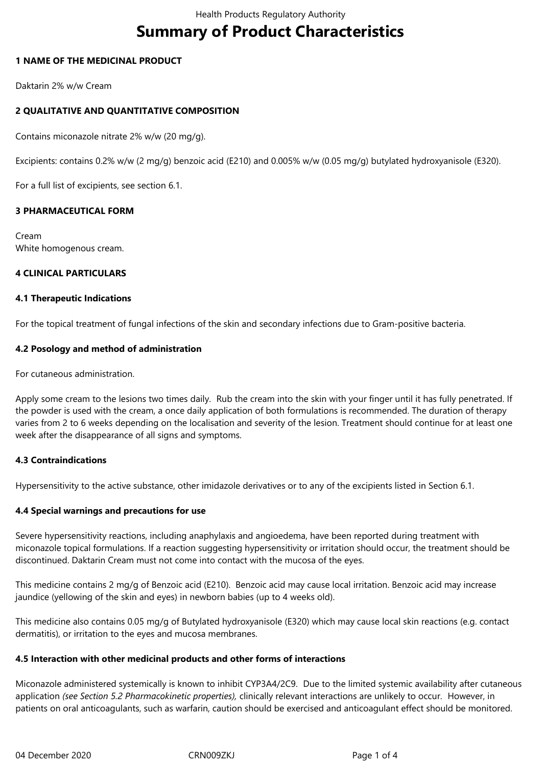# Summary of Product Characteristics

**1 NAME OF THE MEDICINAL PRODUCT**

Daktarin 2% w/w Cream

**2 QUALITATIVE AND QUANTITATIVE COMPOSITION**

Contains miconazole nitrate 2% w/w (20 mg/g).

Excipients: contains 0.2% w/w (2 mg/g) benzoic acid (E210) and 0.005% w/w (0.05 mg/g) butylated hydroxyanisole (E320).

For a full list of excipients, see section 6.1.

**3 PHARMACEUTICAL FORM**

Cream
White homogenous cream.

**4 CLINICAL PARTICULARS**

**4.1 Therapeutic Indications**

For the topical treatment of fungal infections of the skin and secondary infections due to Gram-positive bacteria.

**4.2 Posology and method of administration**

For cutaneous administration.

Apply some cream to the lesions two times daily. Rub the cream into the skin with your finger until it has fully penetrated. If the powder is used with the cream, a once daily application of both formulations is recommended. The duration of therapy varies from 2 to 6 weeks depending on the localisation and severity of the lesion. Treatment should continue for at least one week after the disappearance of all signs and symptoms.

**4.3 Contraindications**

Hypersensitivity to the active substance, other imidazole derivatives or to any of the excipients listed in Section 6.1.

**4.4 Special warnings and precautions for use**

Severe hypersensitivity reactions, including anaphylaxis and angioedema, have been reported during treatment with miconazole topical formulations. If a reaction suggesting hypersensitivity or irritation should occur, the treatment should be discontinued. Daktarin Cream must not come into contact with the mucosa of the eyes.

This medicine contains 2 mg/g of Benzoic acid (E210). Benzoic acid may cause local irritation. Benzoic acid may increase jaundice (yellowing of the skin and eyes) in newborn babies (up to 4 weeks old).

This medicine also contains 0.05 mg/g of Butylated hydroxyanisole (E320) which may cause local skin reactions (e.g. contact dermatitis), or irritation to the eyes and mucosa membranes.

**4.5 Interaction with other medicinal products and other forms of interactions**

Miconazole administered systemically is known to inhibit CYP3A4/2C9. Due to the limited systemic availability after cutaneous application *(see Section 5.2 Pharmacokinetic properties),* clinically relevant interactions are unlikely to occur. However, in patients on oral anticoagulants, such as warfarin, caution should be exercised and anticoagulant effect should be monitored.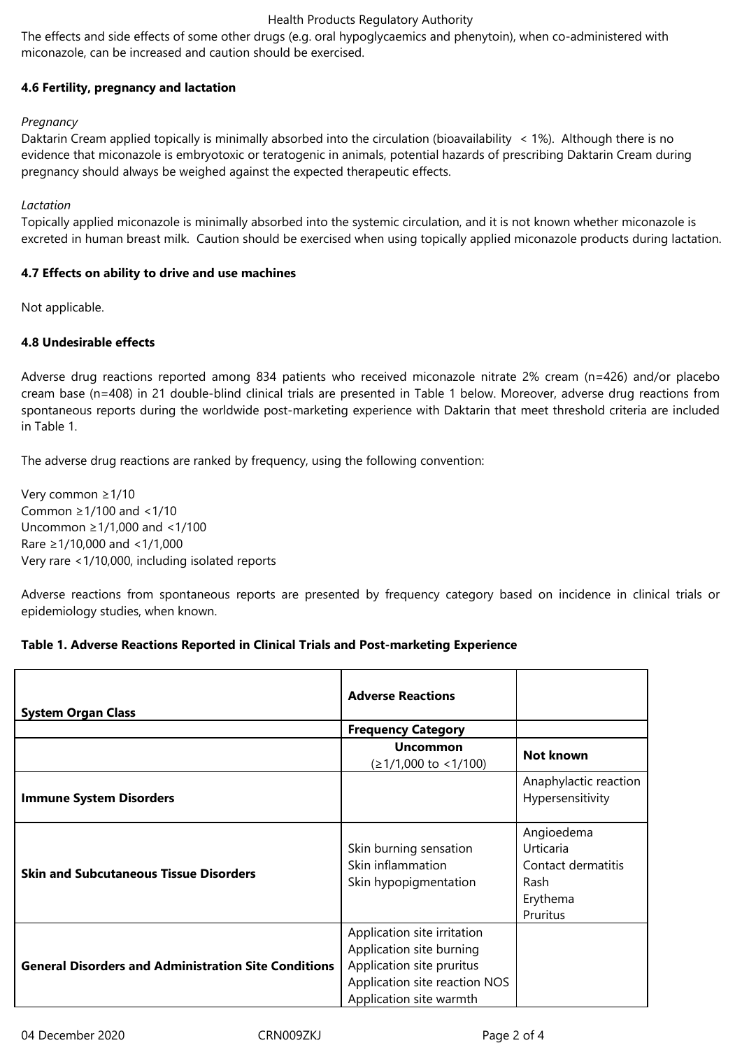The effects and side effects of some other drugs (e.g. oral hypoglycaemics and phenytoin), when co-administered with miconazole, can be increased and caution should be exercised.

### 4.6 Fertility, pregnancy and lactation

*Pregnancy*

Daktarin Cream applied topically is minimally absorbed into the circulation (bioavailability < 1%). Although there is no evidence that miconazole is embryotoxic or teratogenic in animals, potential hazards of prescribing Daktarin Cream during pregnancy should always be weighed against the expected therapeutic effects.

*Lactation*

Topically applied miconazole is minimally absorbed into the systemic circulation, and it is not known whether miconazole is excreted in human breast milk. Caution should be exercised when using topically applied miconazole products during lactation.

### 4.7 Effects on ability to drive and use machines

Not applicable.

### 4.8 Undesirable effects

Adverse drug reactions reported among 834 patients who received miconazole nitrate 2% cream (n=426) and/or placebo cream base (n=408) in 21 double-blind clinical trials are presented in Table 1 below. Moreover, adverse drug reactions from spontaneous reports during the worldwide post-marketing experience with Daktarin that meet threshold criteria are included in Table 1.

The adverse drug reactions are ranked by frequency, using the following convention:

Very common ≥1/10
Common ≥1/100 and <1/10
Uncommon ≥1/1,000 and <1/100
Rare ≥1/10,000 and <1/1,000
Very rare <1/10,000, including isolated reports

Adverse reactions from spontaneous reports are presented by frequency category based on incidence in clinical trials or epidemiology studies, when known.

**Table 1. Adverse Reactions Reported in Clinical Trials and Post-marketing Experience**

| **System Organ Class** | **Adverse Reactions** | |
|---|---|---|
| | **Frequency Category** | |
| | **Uncommon** (≥1/1,000 to <1/100) | **Not known** |
| **Immune System Disorders** | | Anaphylactic reaction<br>Hypersensitivity |
| **Skin and Subcutaneous Tissue Disorders** | Skin burning sensation<br>Skin inflammation<br>Skin hypopigmentation | Angioedema<br>Urticaria<br>Contact dermatitis<br>Rash<br>Erythema<br>Pruritus |
| **General Disorders and Administration Site Conditions** | Application site irritation<br>Application site burning<br>Application site pruritus<br>Application site reaction NOS<br>Application site warmth | |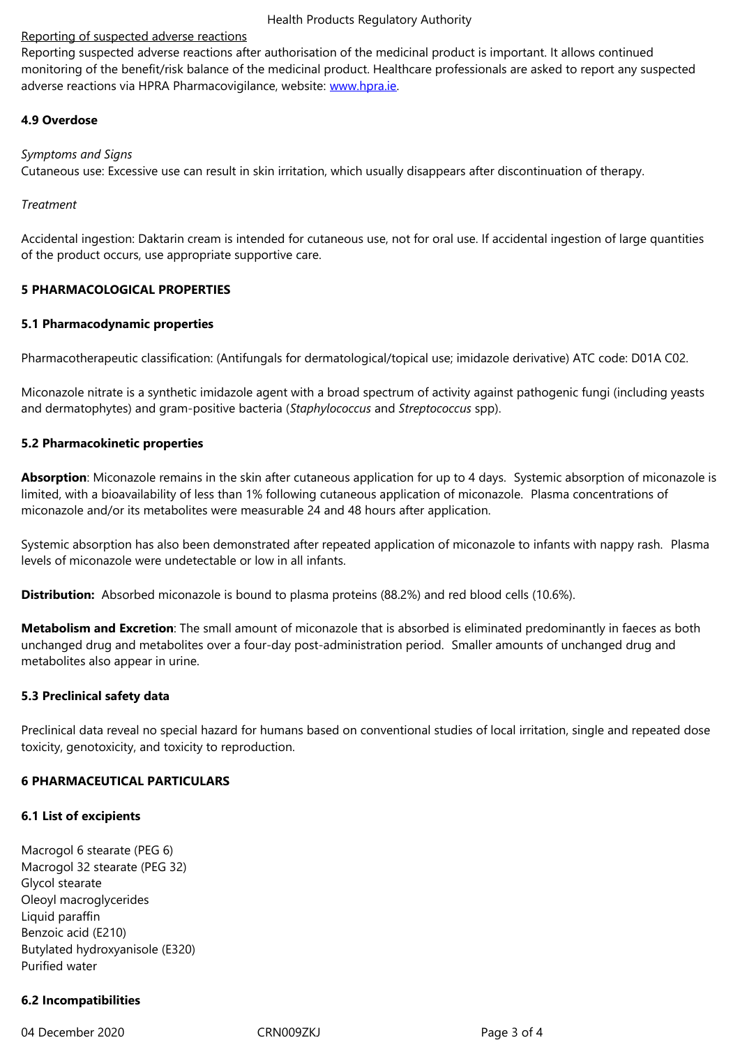Reporting of suspected adverse reactions

Reporting suspected adverse reactions after authorisation of the medicinal product is important. It allows continued monitoring of the benefit/risk balance of the medicinal product. Healthcare professionals are asked to report any suspected adverse reactions via HPRA Pharmacovigilance, website: www.hpra.ie.

## 4.9 Overdose

*Symptoms and Signs*

Cutaneous use: Excessive use can result in skin irritation, which usually disappears after discontinuation of therapy.

*Treatment*

Accidental ingestion: Daktarin cream is intended for cutaneous use, not for oral use. If accidental ingestion of large quantities of the product occurs, use appropriate supportive care.

# 5 PHARMACOLOGICAL PROPERTIES

## 5.1 Pharmacodynamic properties

Pharmacotherapeutic classification: (Antifungals for dermatological/topical use; imidazole derivative) ATC code: D01A C02.

Miconazole nitrate is a synthetic imidazole agent with a broad spectrum of activity against pathogenic fungi (including yeasts and dermatophytes) and gram-positive bacteria (*Staphylococcus* and *Streptococcus* spp).

## 5.2 Pharmacokinetic properties

**Absorption**: Miconazole remains in the skin after cutaneous application for up to 4 days. Systemic absorption of miconazole is limited, with a bioavailability of less than 1% following cutaneous application of miconazole. Plasma concentrations of miconazole and/or its metabolites were measurable 24 and 48 hours after application.

Systemic absorption has also been demonstrated after repeated application of miconazole to infants with nappy rash. Plasma levels of miconazole were undetectable or low in all infants.

**Distribution:** Absorbed miconazole is bound to plasma proteins (88.2%) and red blood cells (10.6%).

**Metabolism and Excretion**: The small amount of miconazole that is absorbed is eliminated predominantly in faeces as both unchanged drug and metabolites over a four-day post-administration period. Smaller amounts of unchanged drug and metabolites also appear in urine.

## 5.3 Preclinical safety data

Preclinical data reveal no special hazard for humans based on conventional studies of local irritation, single and repeated dose toxicity, genotoxicity, and toxicity to reproduction.

# 6 PHARMACEUTICAL PARTICULARS

## 6.1 List of excipients

Macrogol 6 stearate (PEG 6)
Macrogol 32 stearate (PEG 32)
Glycol stearate
Oleoyl macroglycerides
Liquid paraffin
Benzoic acid (E210)
Butylated hydroxyanisole (E320)
Purified water

## 6.2 Incompatibilities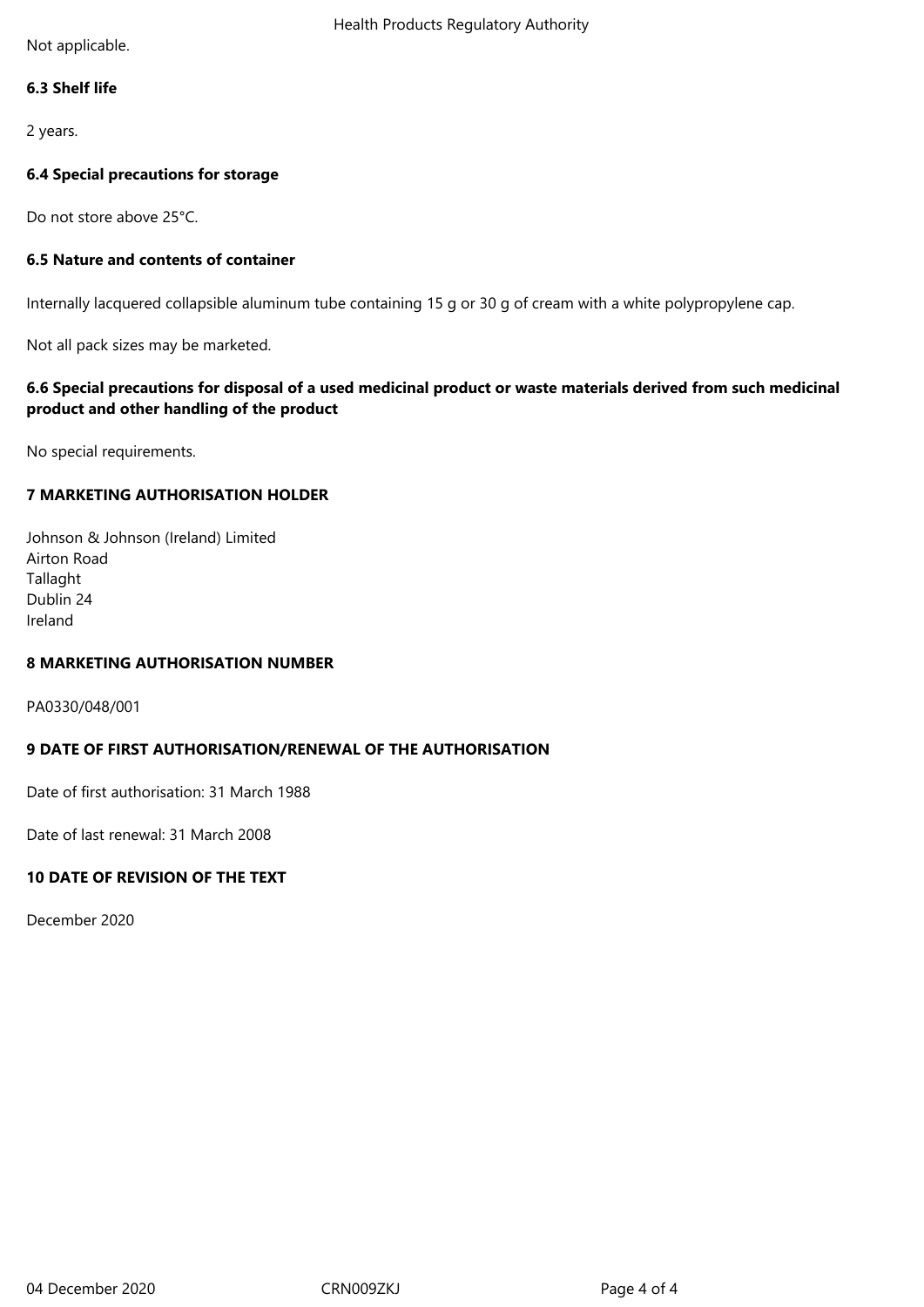Not applicable.

### 6.3 Shelf life

2 years.

### 6.4 Special precautions for storage

Do not store above 25°C.

### 6.5 Nature and contents of container

Internally lacquered collapsible aluminum tube containing 15 g or 30 g of cream with a white polypropylene cap.

Not all pack sizes may be marketed.

### 6.6 Special precautions for disposal of a used medicinal product or waste materials derived from such medicinal product and other handling of the product

No special requirements.

## 7 MARKETING AUTHORISATION HOLDER

Johnson & Johnson (Ireland) Limited
Airton Road
Tallaght
Dublin 24
Ireland

## 8 MARKETING AUTHORISATION NUMBER

PA0330/048/001

## 9 DATE OF FIRST AUTHORISATION/RENEWAL OF THE AUTHORISATION

Date of first authorisation: 31 March 1988

Date of last renewal: 31 March 2008

## 10 DATE OF REVISION OF THE TEXT

December 2020